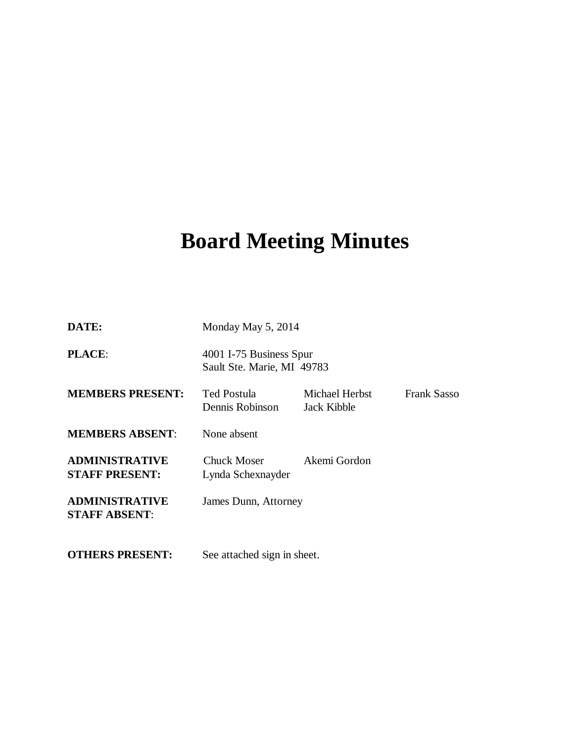# Board Meeting Minutes

| | | | |
|---|---|---|---|
| **DATE:** | Monday May 5, 2014 | | |
| **PLACE**: | 4001 I-75 Business Spur<br>Sault Ste. Marie, MI 49783 | | |
| **MEMBERS PRESENT:** | Ted Postula<br>Dennis Robinson | Michael Herbst<br>Jack Kibble | Frank Sasso |
| **MEMBERS ABSENT**: | None absent | | |
| **ADMINISTRATIVE STAFF PRESENT:** | Chuck Moser<br>Lynda Schexnayder | Akemi Gordon | |
| **ADMINISTRATIVE STAFF ABSENT**: | James Dunn, Attorney | | |
| **OTHERS PRESENT:** | See attached sign in sheet. | | |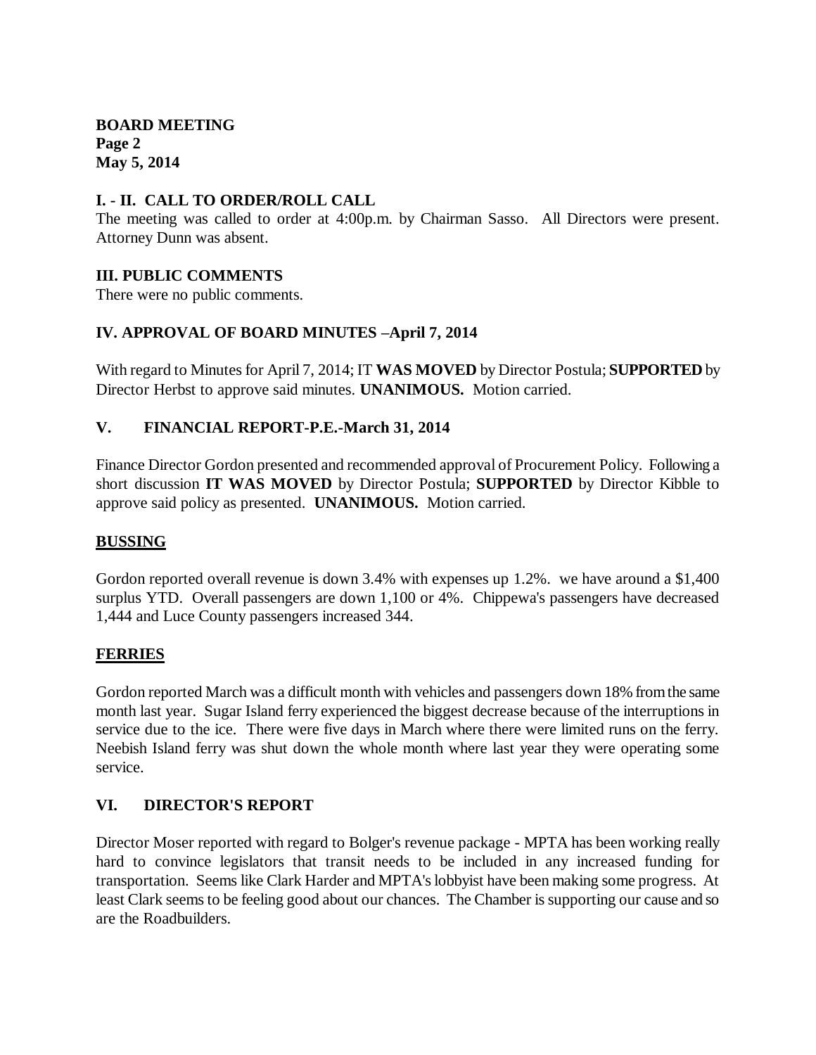**BOARD MEETING**
**Page 2**
**May 5, 2014**

## I. - II. CALL TO ORDER/ROLL CALL

The meeting was called to order at 4:00p.m. by Chairman Sasso. All Directors were present. Attorney Dunn was absent.

## III. PUBLIC COMMENTS

There were no public comments.

## IV. APPROVAL OF BOARD MINUTES –April 7, 2014

With regard to Minutes for April 7, 2014; IT **WAS MOVED** by Director Postula; **SUPPORTED** by Director Herbst to approve said minutes. **UNANIMOUS.** Motion carried.

## V. FINANCIAL REPORT-P.E.-March 31, 2014

Finance Director Gordon presented and recommended approval of Procurement Policy. Following a short discussion **IT WAS MOVED** by Director Postula; **SUPPORTED** by Director Kibble to approve said policy as presented. **UNANIMOUS.** Motion carried.

### BUSSING

Gordon reported overall revenue is down 3.4% with expenses up 1.2%. we have around a $1,400 surplus YTD. Overall passengers are down 1,100 or 4%. Chippewa's passengers have decreased 1,444 and Luce County passengers increased 344.

### FERRIES

Gordon reported March was a difficult month with vehicles and passengers down 18% from the same month last year. Sugar Island ferry experienced the biggest decrease because of the interruptions in service due to the ice. There were five days in March where there were limited runs on the ferry. Neebish Island ferry was shut down the whole month where last year they were operating some service.

## VI. DIRECTOR'S REPORT

Director Moser reported with regard to Bolger's revenue package - MPTA has been working really hard to convince legislators that transit needs to be included in any increased funding for transportation. Seems like Clark Harder and MPTA's lobbyist have been making some progress. At least Clark seems to be feeling good about our chances. The Chamber is supporting our cause and so are the Roadbuilders.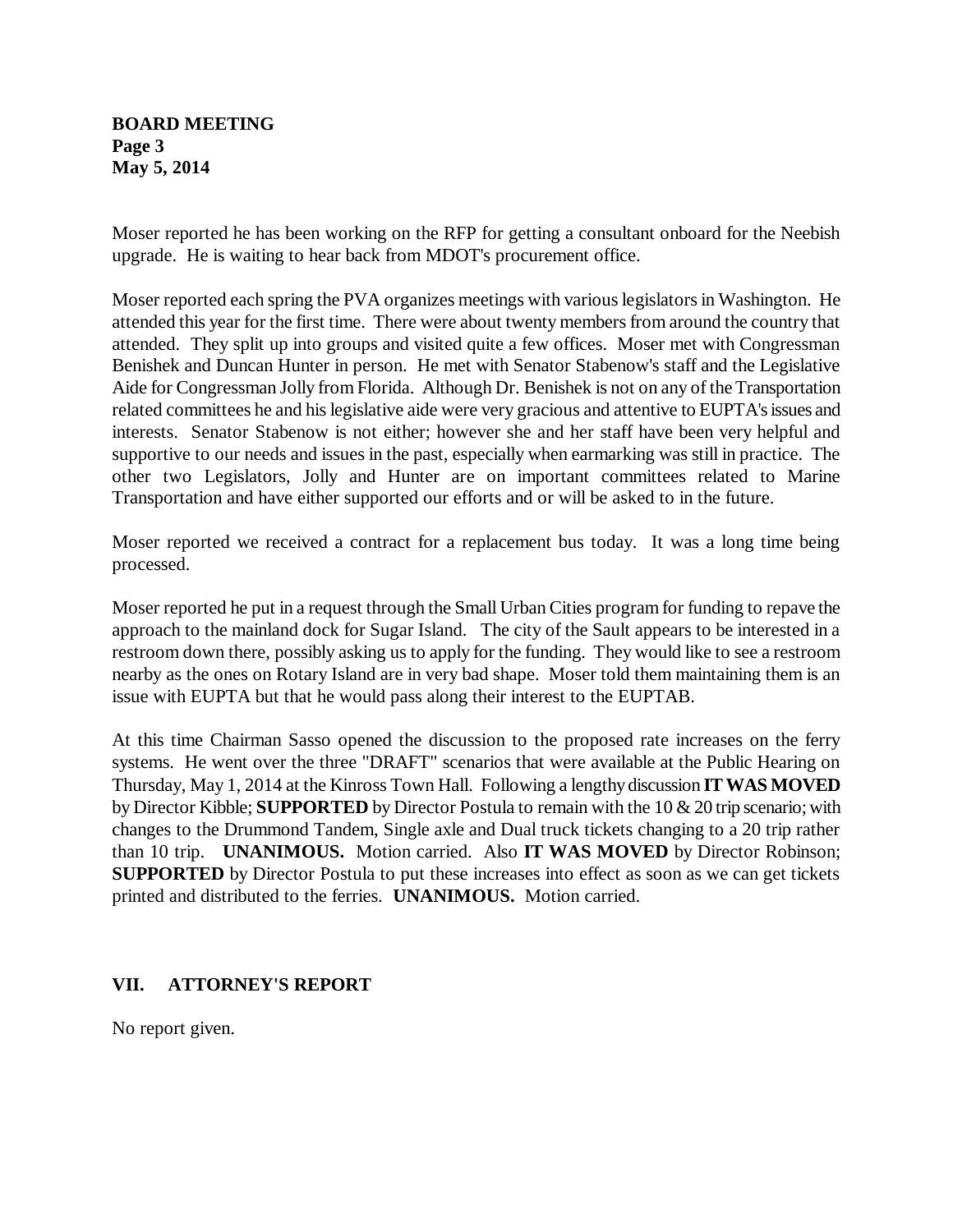Moser reported he has been working on the RFP for getting a consultant onboard for the Neebish upgrade. He is waiting to hear back from MDOT's procurement office.

Moser reported each spring the PVA organizes meetings with various legislators in Washington. He attended this year for the first time. There were about twenty members from around the country that attended. They split up into groups and visited quite a few offices. Moser met with Congressman Benishek and Duncan Hunter in person. He met with Senator Stabenow's staff and the Legislative Aide for Congressman Jolly from Florida. Although Dr. Benishek is not on any of the Transportation related committees he and his legislative aide were very gracious and attentive to EUPTA's issues and interests. Senator Stabenow is not either; however she and her staff have been very helpful and supportive to our needs and issues in the past, especially when earmarking was still in practice. The other two Legislators, Jolly and Hunter are on important committees related to Marine Transportation and have either supported our efforts and or will be asked to in the future.

Moser reported we received a contract for a replacement bus today. It was a long time being processed.

Moser reported he put in a request through the Small Urban Cities program for funding to repave the approach to the mainland dock for Sugar Island. The city of the Sault appears to be interested in a restroom down there, possibly asking us to apply for the funding. They would like to see a restroom nearby as the ones on Rotary Island are in very bad shape. Moser told them maintaining them is an issue with EUPTA but that he would pass along their interest to the EUPTAB.

At this time Chairman Sasso opened the discussion to the proposed rate increases on the ferry systems. He went over the three "DRAFT" scenarios that were available at the Public Hearing on Thursday, May 1, 2014 at the Kinross Town Hall. Following a lengthy discussion **IT WAS MOVED** by Director Kibble; **SUPPORTED** by Director Postula to remain with the 10 & 20 trip scenario; with changes to the Drummond Tandem, Single axle and Dual truck tickets changing to a 20 trip rather than 10 trip. **UNANIMOUS.** Motion carried. Also **IT WAS MOVED** by Director Robinson; **SUPPORTED** by Director Postula to put these increases into effect as soon as we can get tickets printed and distributed to the ferries. **UNANIMOUS.** Motion carried.

## VII. ATTORNEY'S REPORT

No report given.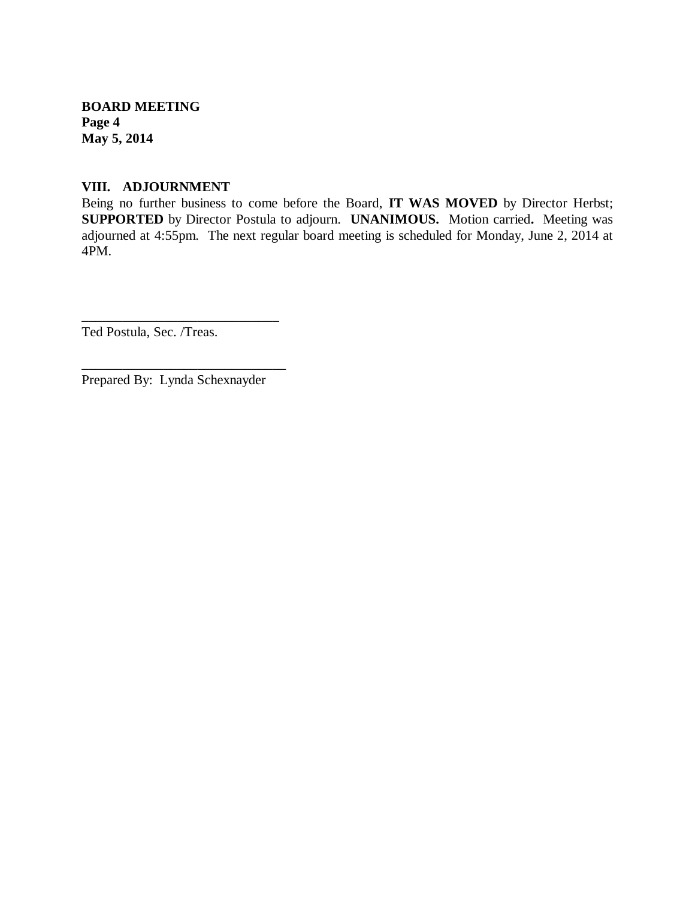## VIII. ADJOURNMENT

Being no further business to come before the Board, **IT WAS MOVED** by Director Herbst; **SUPPORTED** by Director Postula to adjourn. **UNANIMOUS.** Motion carried**.** Meeting was adjourned at 4:55pm. The next regular board meeting is scheduled for Monday, June 2, 2014 at 4PM.

______________________________

Ted Postula, Sec. /Treas.

______________________________

Prepared By: Lynda Schexnayder